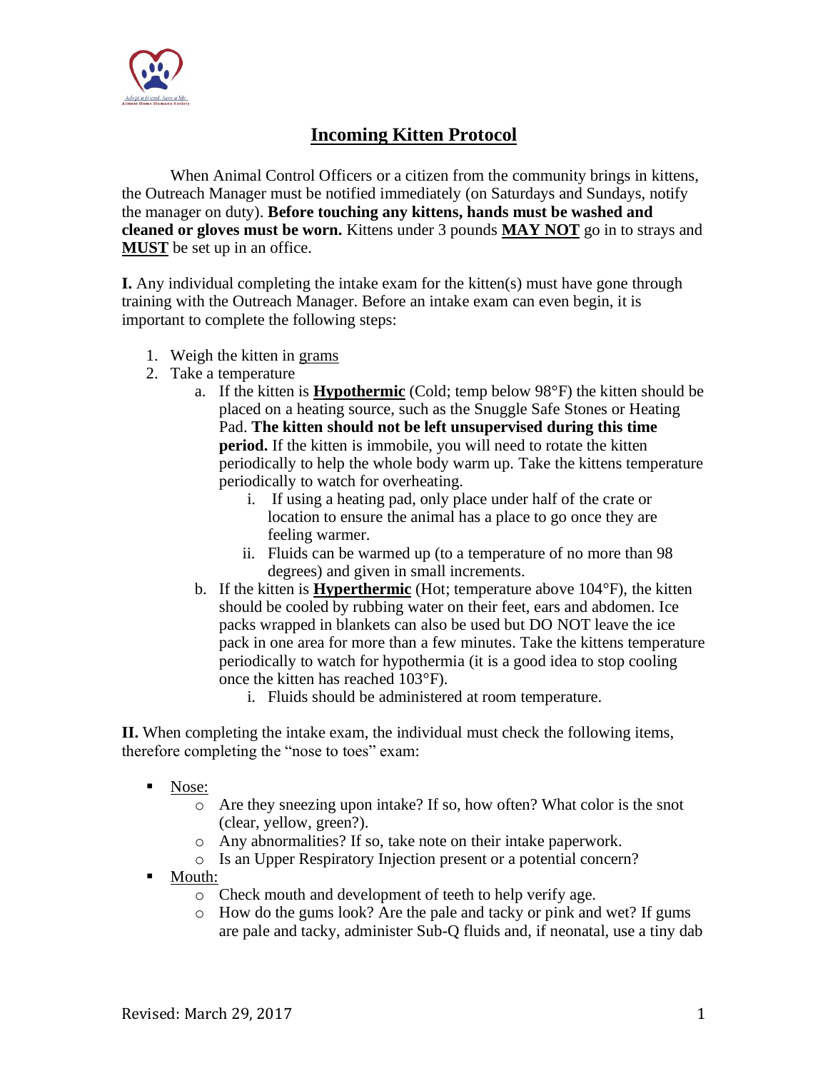# Incoming Kitten Protocol

When Animal Control Officers or a citizen from the community brings in kittens, the Outreach Manager must be notified immediately (on Saturdays and Sundays, notify the manager on duty). **Before touching any kittens, hands must be washed and cleaned or gloves must be worn.** Kittens under 3 pounds **MAY NOT** go in to strays and **MUST** be set up in an office.

**I.** Any individual completing the intake exam for the kitten(s) must have gone through training with the Outreach Manager. Before an intake exam can even begin, it is important to complete the following steps:

1. Weigh the kitten in grams
2. Take a temperature
   a. If the kitten is **Hypothermic** (Cold; temp below 98°F) the kitten should be placed on a heating source, such as the Snuggle Safe Stones or Heating Pad. **The kitten should not be left unsupervised during this time period.** If the kitten is immobile, you will need to rotate the kitten periodically to help the whole body warm up. Take the kittens temperature periodically to watch for overheating.
      i. If using a heating pad, only place under half of the crate or location to ensure the animal has a place to go once they are feeling warmer.
      ii. Fluids can be warmed up (to a temperature of no more than 98 degrees) and given in small increments.
   b. If the kitten is **Hyperthermic** (Hot; temperature above 104°F), the kitten should be cooled by rubbing water on their feet, ears and abdomen. Ice packs wrapped in blankets can also be used but DO NOT leave the ice pack in one area for more than a few minutes. Take the kittens temperature periodically to watch for hypothermia (it is a good idea to stop cooling once the kitten has reached 103°F).
      i. Fluids should be administered at room temperature.

**II.** When completing the intake exam, the individual must check the following items, therefore completing the "nose to toes" exam:

- Nose:
  - Are they sneezing upon intake? If so, how often? What color is the snot (clear, yellow, green?).
  - Any abnormalities? If so, take note on their intake paperwork.
  - Is an Upper Respiratory Injection present or a potential concern?
- Mouth:
  - Check mouth and development of teeth to help verify age.
  - How do the gums look? Are the pale and tacky or pink and wet? If gums are pale and tacky, administer Sub-Q fluids and, if neonatal, use a tiny dab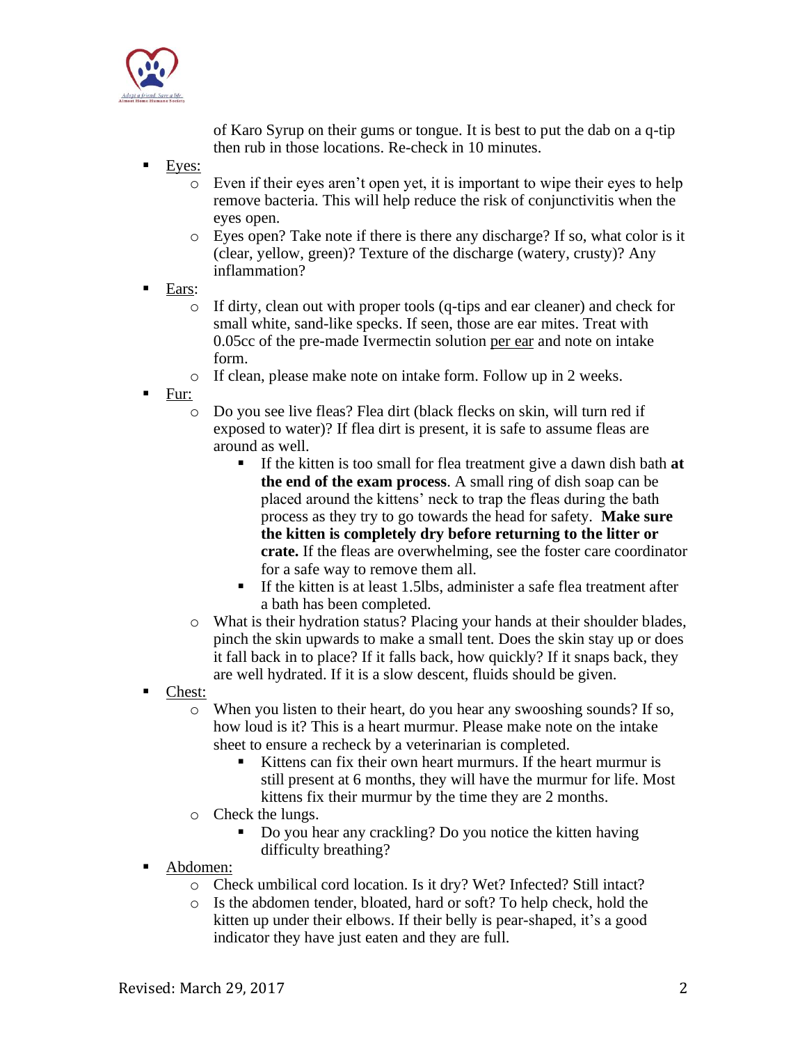of Karo Syrup on their gums or tongue. It is best to put the dab on a q-tip then rub in those locations. Re-check in 10 minutes.

- Eyes:
  - Even if their eyes aren't open yet, it is important to wipe their eyes to help remove bacteria. This will help reduce the risk of conjunctivitis when the eyes open.
  - Eyes open? Take note if there is there any discharge? If so, what color is it (clear, yellow, green)? Texture of the discharge (watery, crusty)? Any inflammation?
- Ears:
  - If dirty, clean out with proper tools (q-tips and ear cleaner) and check for small white, sand-like specks. If seen, those are ear mites. Treat with 0.05cc of the pre-made Ivermectin solution per ear and note on intake form.
  - If clean, please make note on intake form. Follow up in 2 weeks.
- Fur:
  - Do you see live fleas? Flea dirt (black flecks on skin, will turn red if exposed to water)? If flea dirt is present, it is safe to assume fleas are around as well.
    - If the kitten is too small for flea treatment give a dawn dish bath **at the end of the exam process**. A small ring of dish soap can be placed around the kittens' neck to trap the fleas during the bath process as they try to go towards the head for safety. **Make sure the kitten is completely dry before returning to the litter or crate.** If the fleas are overwhelming, see the foster care coordinator for a safe way to remove them all.
    - If the kitten is at least 1.5lbs, administer a safe flea treatment after a bath has been completed.
  - What is their hydration status? Placing your hands at their shoulder blades, pinch the skin upwards to make a small tent. Does the skin stay up or does it fall back in to place? If it falls back, how quickly? If it snaps back, they are well hydrated. If it is a slow descent, fluids should be given.
- Chest:
  - When you listen to their heart, do you hear any swooshing sounds? If so, how loud is it? This is a heart murmur. Please make note on the intake sheet to ensure a recheck by a veterinarian is completed.
    - Kittens can fix their own heart murmurs. If the heart murmur is still present at 6 months, they will have the murmur for life. Most kittens fix their murmur by the time they are 2 months.
  - Check the lungs.
    - Do you hear any crackling? Do you notice the kitten having difficulty breathing?
- Abdomen:
  - Check umbilical cord location. Is it dry? Wet? Infected? Still intact?
  - Is the abdomen tender, bloated, hard or soft? To help check, hold the kitten up under their elbows. If their belly is pear-shaped, it's a good indicator they have just eaten and they are full.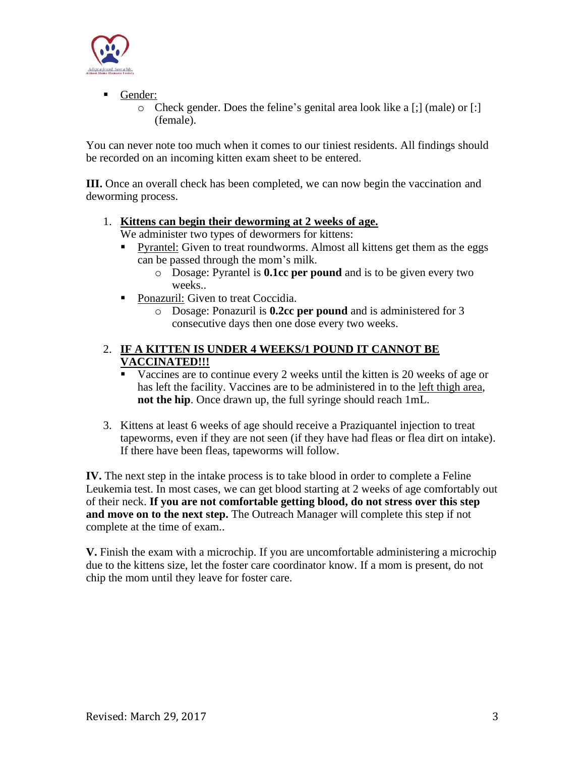- <u>Gender:</u>
  - Check gender. Does the feline's genital area look like a [;] (male) or [:] (female).

You can never note too much when it comes to our tiniest residents. All findings should be recorded on an incoming kitten exam sheet to be entered.

**III.** Once an overall check has been completed, we can now begin the vaccination and deworming process.

1. **<u>Kittens can begin their deworming at 2 weeks of age.</u>**
   We administer two types of dewormers for kittens:
   - <u>Pyrantel:</u> Given to treat roundworms. Almost all kittens get them as the eggs can be passed through the mom's milk.
     - Dosage: Pyrantel is **0.1cc per pound** and is to be given every two weeks..
   - <u>Ponazuril:</u> Given to treat Coccidia.
     - Dosage: Ponazuril is **0.2cc per pound** and is administered for 3 consecutive days then one dose every two weeks.

2. **<u>IF A KITTEN IS UNDER 4 WEEKS/1 POUND IT CANNOT BE VACCINATED!!!</u>**
   - Vaccines are to continue every 2 weeks until the kitten is 20 weeks of age or has left the facility. Vaccines are to be administered in to the <u>left thigh area</u>, **not the hip**. Once drawn up, the full syringe should reach 1mL.

3. Kittens at least 6 weeks of age should receive a Praziquantel injection to treat tapeworms, even if they are not seen (if they have had fleas or flea dirt on intake). If there have been fleas, tapeworms will follow.

**IV.** The next step in the intake process is to take blood in order to complete a Feline Leukemia test. In most cases, we can get blood starting at 2 weeks of age comfortably out of their neck. **If you are not comfortable getting blood, do not stress over this step and move on to the next step.** The Outreach Manager will complete this step if not complete at the time of exam..

**V.** Finish the exam with a microchip. If you are uncomfortable administering a microchip due to the kittens size, let the foster care coordinator know. If a mom is present, do not chip the mom until they leave for foster care.